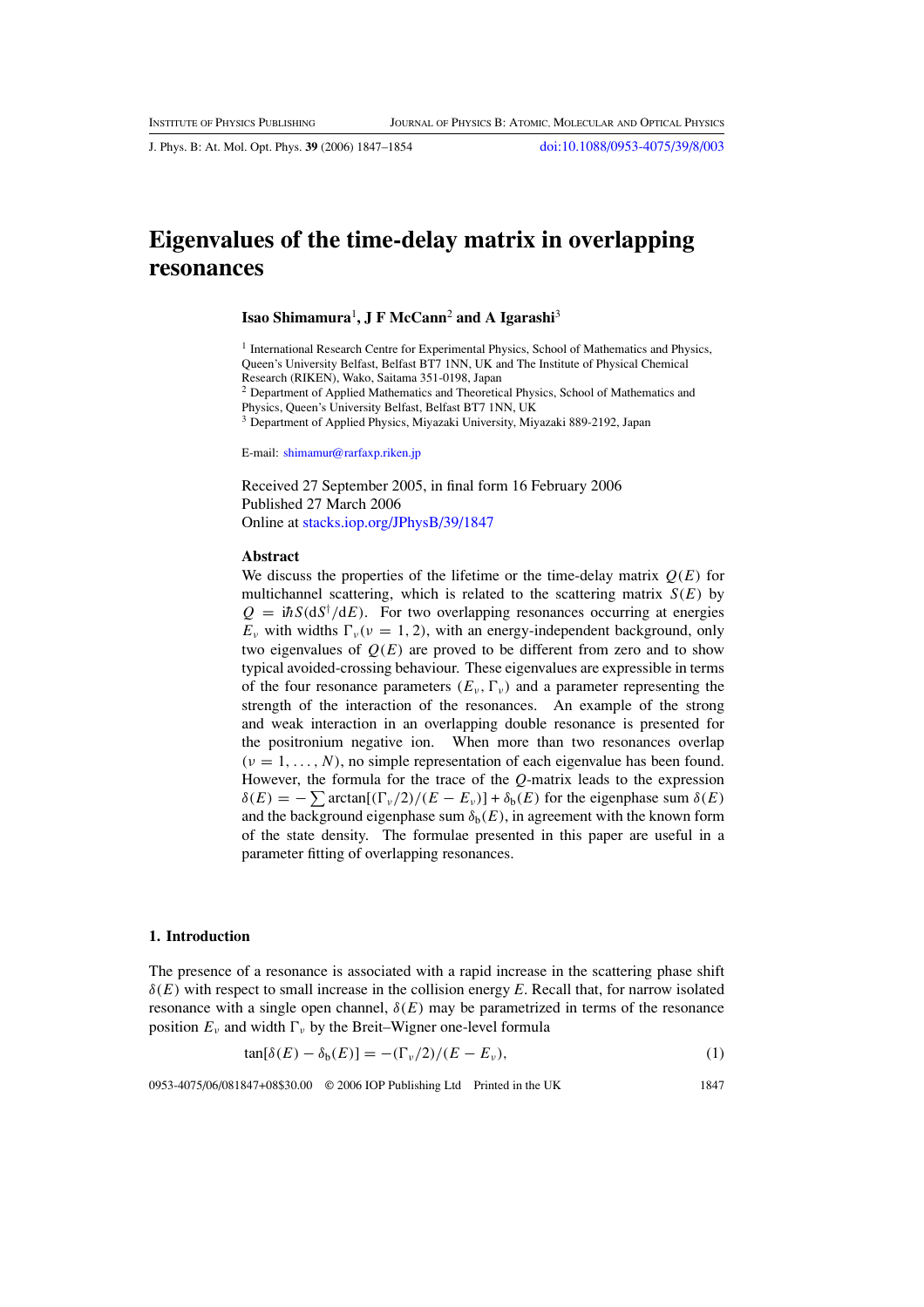# Eigenvalues of the time-delay matrix in overlapping resonances

**Isao Shimamura**[1], **J F McCann**[2] **and A Igarashi**[3]

[1] International Research Centre for Experimental Physics, School of Mathematics and Physics, Queen's University Belfast, Belfast BT7 1NN, UK and The Institute of Physical Chemical Research (RIKEN), Wako, Saitama 351-0198, Japan
[2] Department of Applied Mathematics and Theoretical Physics, School of Mathematics and Physics, Queen's University Belfast, Belfast BT7 1NN, UK
[3] Department of Applied Physics, Miyazaki University, Miyazaki 889-2192, Japan

E-mail: shimamur@rarfaxp.riken.jp

Received 27 September 2005, in final form 16 February 2006
Published 27 March 2006
Online at stacks.iop.org/JPhysB/39/1847

## Abstract

We discuss the properties of the lifetime or the time-delay matrix $Q(E)$ for multichannel scattering, which is related to the scattering matrix $S(E)$ by $Q = i\hbar S(dS^\dagger/dE)$. For two overlapping resonances occurring at energies $E_\nu$ with widths $\Gamma_\nu(\nu = 1, 2)$, with an energy-independent background, only two eigenvalues of $Q(E)$ are proved to be different from zero and to show typical avoided-crossing behaviour. These eigenvalues are expressible in terms of the four resonance parameters $(E_\nu, \Gamma_\nu)$ and a parameter representing the strength of the interaction of the resonances. An example of the strong and weak interaction in an overlapping double resonance is presented for the positronium negative ion. When more than two resonances overlap $(\nu = 1, \ldots, N)$, no simple representation of each eigenvalue has been found. However, the formula for the trace of the $Q$-matrix leads to the expression $\delta(E) = -\sum \arctan[(\Gamma_\nu/2)/(E - E_\nu)] + \delta_b(E)$ for the eigenphase sum $\delta(E)$ and the background eigenphase sum $\delta_b(E)$, in agreement with the known form of the state density. The formulae presented in this paper are useful in a parameter fitting of overlapping resonances.

## 1. Introduction

The presence of a resonance is associated with a rapid increase in the scattering phase shift $\delta(E)$ with respect to small increase in the collision energy $E$. Recall that, for narrow isolated resonance with a single open channel, $\delta(E)$ may be parametrized in terms of the resonance position $E_\nu$ and width $\Gamma_\nu$ by the Breit–Wigner one-level formula

$$\tan[\delta(E) - \delta_b(E)] = -(\Gamma_\nu/2)/(E - E_\nu), \tag{1}$$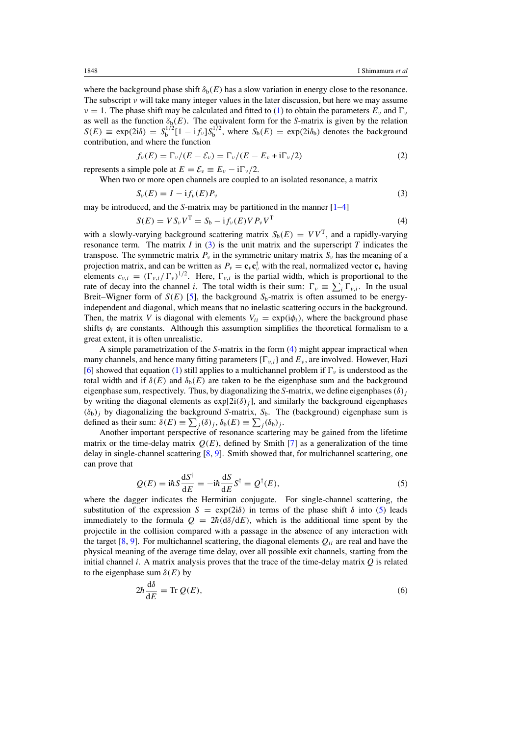where the background phase shift $\delta_b(E)$ has a slow variation in energy close to the resonance. The subscript $\nu$ will take many integer values in the later discussion, but here we may assume $\nu = 1$. The phase shift may be calculated and fitted to (1) to obtain the parameters $E_\nu$ and $\Gamma_\nu$ as well as the function $\delta_b(E)$. The equivalent form for the $S$-matrix is given by the relation $S(E) \equiv \exp(2\mathrm{i}\delta) = S_b^{1/2}[1 - \mathrm{i} f_\nu] S_b^{1/2}$, where $S_b(E) = \exp(2\mathrm{i}\delta_b)$ denotes the background contribution, and where the function

$$f_\nu(E) = \Gamma_\nu/(E - \mathcal{E}_\nu) = \Gamma_\nu/(E - E_\nu + \mathrm{i}\Gamma_\nu/2) \tag{2}$$

represents a simple pole at $E = \mathcal{E}_\nu \equiv E_\nu - \mathrm{i}\Gamma_\nu/2$.

When two or more open channels are coupled to an isolated resonance, a matrix

$$S_\nu(E) = I - \mathrm{i} f_\nu(E) P_\nu \tag{3}$$

may be introduced, and the $S$-matrix may be partitioned in the manner [1–4]

$$S(E) = V S_\nu V^{\mathrm{T}} = S_b - \mathrm{i} f_\nu(E) V P_\nu V^{\mathrm{T}} \tag{4}$$

with a slowly-varying background scattering matrix $S_b(E) = VV^{\mathrm{T}}$, and a rapidly-varying resonance term. The matrix $I$ in (3) is the unit matrix and the superscript $T$ indicates the transpose. The symmetric matrix $P_\nu$ in the symmetric unitary matrix $S_\nu$ has the meaning of a projection matrix, and can be written as $P_\nu = \mathbf{c}_\nu \mathbf{c}_\nu^\dagger$ with the real, normalized vector $\mathbf{c}_\nu$ having elements $c_{\nu,i} = (\Gamma_{\nu,i}/\Gamma_\nu)^{1/2}$. Here, $\Gamma_{\nu,i}$ is the partial width, which is proportional to the rate of decay into the channel $i$. The total width is their sum: $\Gamma_\nu \equiv \sum_i \Gamma_{\nu,i}$. In the usual Breit–Wigner form of $S(E)$ [5], the background $S_b$-matrix is often assumed to be energy-independent and diagonal, which means that no inelastic scattering occurs in the background. Then, the matrix $V$ is diagonal with elements $V_{ii} = \exp(\mathrm{i}\phi_i)$, where the background phase shifts $\phi_i$ are constants. Although this assumption simplifies the theoretical formalism to a great extent, it is often unrealistic.

A simple parametrization of the $S$-matrix in the form (4) might appear impractical when many channels, and hence many fitting parameters $\{\Gamma_{\nu,i}\}$ and $E_\nu$, are involved. However, Hazi [6] showed that equation (1) still applies to a multichannel problem if $\Gamma_\nu$ is understood as the total width and if $\delta(E)$ and $\delta_b(E)$ are taken to be the eigenphase sum and the background eigenphase sum, respectively. Thus, by diagonalizing the $S$-matrix, we define eigenphases $(\delta)_j$ by writing the diagonal elements as $\exp[2\mathrm{i}(\delta)_j]$, and similarly the background eigenphases $(\delta_b)_j$ by diagonalizing the background $S$-matrix, $S_b$. The (background) eigenphase sum is defined as their sum: $\delta(E) \equiv \sum_j (\delta)_j$, $\delta_b(E) \equiv \sum_j (\delta_b)_j$.

Another important perspective of resonance scattering may be gained from the lifetime matrix or the time-delay matrix $Q(E)$, defined by Smith [7] as a generalization of the time delay in single-channel scattering [8, 9]. Smith showed that, for multichannel scattering, one can prove that

$$Q(E) = \mathrm{i}\hbar S \frac{\mathrm{d}S^\dagger}{\mathrm{d}E} = -\mathrm{i}\hbar \frac{\mathrm{d}S}{\mathrm{d}E} S^\dagger = Q^\dagger(E), \tag{5}$$

where the dagger indicates the Hermitian conjugate. For single-channel scattering, the substitution of the expression $S = \exp(2\mathrm{i}\delta)$ in terms of the phase shift $\delta$ into (5) leads immediately to the formula $Q = 2\hbar(\mathrm{d}\delta/\mathrm{d}E)$, which is the additional time spent by the projectile in the collision compared with a passage in the absence of any interaction with the target [8, 9]. For multichannel scattering, the diagonal elements $Q_{ii}$ are real and have the physical meaning of the average time delay, over all possible exit channels, starting from the initial channel $i$. A matrix analysis proves that the trace of the time-delay matrix $Q$ is related to the eigenphase sum $\delta(E)$ by

$$2\hbar \frac{\mathrm{d}\delta}{\mathrm{d}E} = \mathrm{Tr}\, Q(E), \tag{6}$$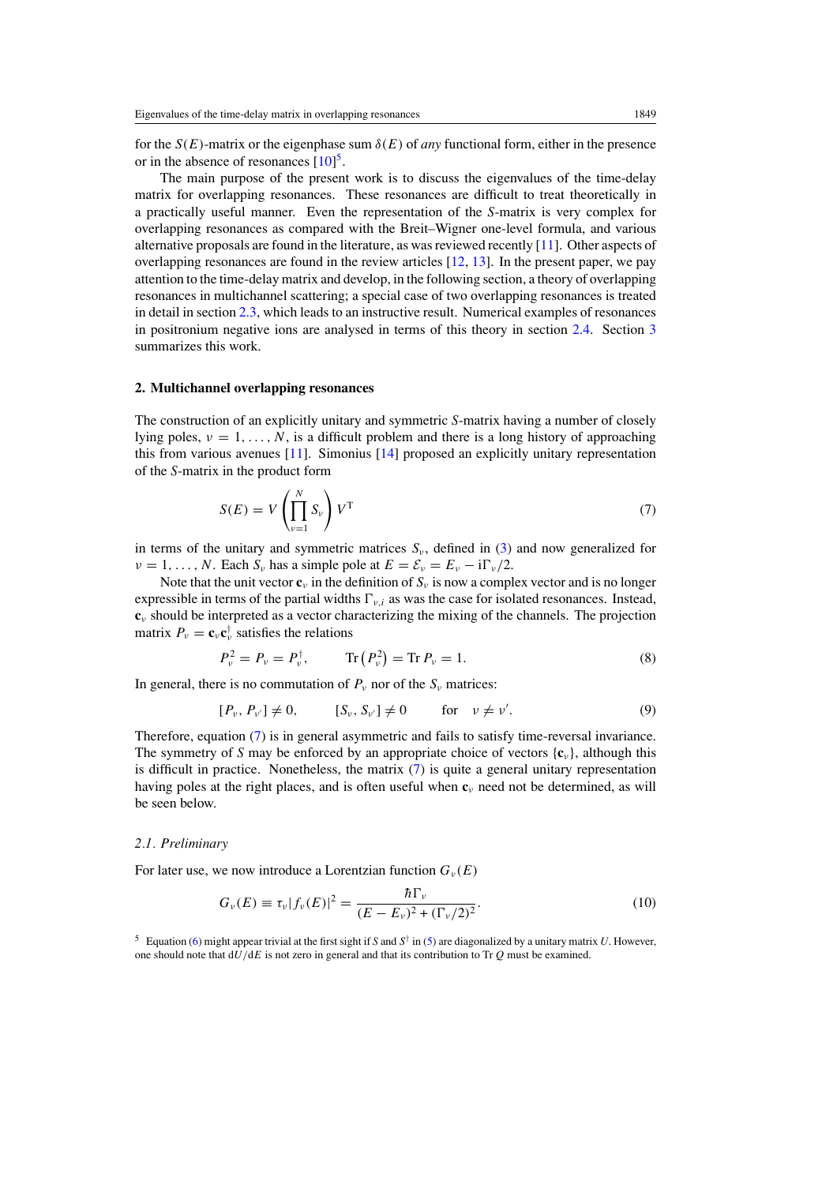for the $S(E)$-matrix or the eigenphase sum $\delta(E)$ of *any* functional form, either in the presence or in the absence of resonances [10][5].

The main purpose of the present work is to discuss the eigenvalues of the time-delay matrix for overlapping resonances. These resonances are difficult to treat theoretically in a practically useful manner. Even the representation of the $S$-matrix is very complex for overlapping resonances as compared with the Breit–Wigner one-level formula, and various alternative proposals are found in the literature, as was reviewed recently [11]. Other aspects of overlapping resonances are found in the review articles [12, 13]. In the present paper, we pay attention to the time-delay matrix and develop, in the following section, a theory of overlapping resonances in multichannel scattering; a special case of two overlapping resonances is treated in detail in section 2.3, which leads to an instructive result. Numerical examples of resonances in positronium negative ions are analysed in terms of this theory in section 2.4. Section 3 summarizes this work.

## 2. Multichannel overlapping resonances

The construction of an explicitly unitary and symmetric $S$-matrix having a number of closely lying poles, $\nu = 1, \ldots, N$, is a difficult problem and there is a long history of approaching this from various avenues [11]. Simonius [14] proposed an explicitly unitary representation of the $S$-matrix in the product form

$$S(E) = V\left(\prod_{\nu=1}^{N} S_\nu\right) V^{\mathrm{T}} \tag{7}$$

in terms of the unitary and symmetric matrices $S_\nu$, defined in (3) and now generalized for $\nu = 1, \ldots, N$. Each $S_\nu$ has a simple pole at $E = \mathcal{E}_\nu = E_\nu - \mathrm{i}\Gamma_\nu/2$.

Note that the unit vector $\mathbf{c}_\nu$ in the definition of $S_\nu$ is now a complex vector and is no longer expressible in terms of the partial widths $\Gamma_{\nu,i}$ as was the case for isolated resonances. Instead, $\mathbf{c}_\nu$ should be interpreted as a vector characterizing the mixing of the channels. The projection matrix $P_\nu = \mathbf{c}_\nu \mathbf{c}_\nu^\dagger$ satisfies the relations

$$P_\nu^2 = P_\nu = P_\nu^\dagger, \qquad \mathrm{Tr}\left(P_\nu^2\right) = \mathrm{Tr}\, P_\nu = 1. \tag{8}$$

In general, there is no commutation of $P_\nu$ nor of the $S_\nu$ matrices:

$$[P_\nu, P_{\nu'}] \neq 0, \qquad [S_\nu, S_{\nu'}] \neq 0 \qquad \text{for} \quad \nu \neq \nu'. \tag{9}$$

Therefore, equation (7) is in general asymmetric and fails to satisfy time-reversal invariance. The symmetry of $S$ may be enforced by an appropriate choice of vectors $\{\mathbf{c}_\nu\}$, although this is difficult in practice. Nonetheless, the matrix (7) is quite a general unitary representation having poles at the right places, and is often useful when $\mathbf{c}_\nu$ need not be determined, as will be seen below.

### 2.1. Preliminary

For later use, we now introduce a Lorentzian function $G_\nu(E)$

$$G_\nu(E) \equiv \tau_\nu |f_\nu(E)|^2 = \frac{\hbar\Gamma_\nu}{(E - E_\nu)^2 + (\Gamma_\nu/2)^2}. \tag{10}$$

[5] Equation (6) might appear trivial at the first sight if $S$ and $S^\dagger$ in (5) are diagonalized by a unitary matrix $U$. However, one should note that $\mathrm{d}U/\mathrm{d}E$ is not zero in general and that its contribution to Tr $Q$ must be examined.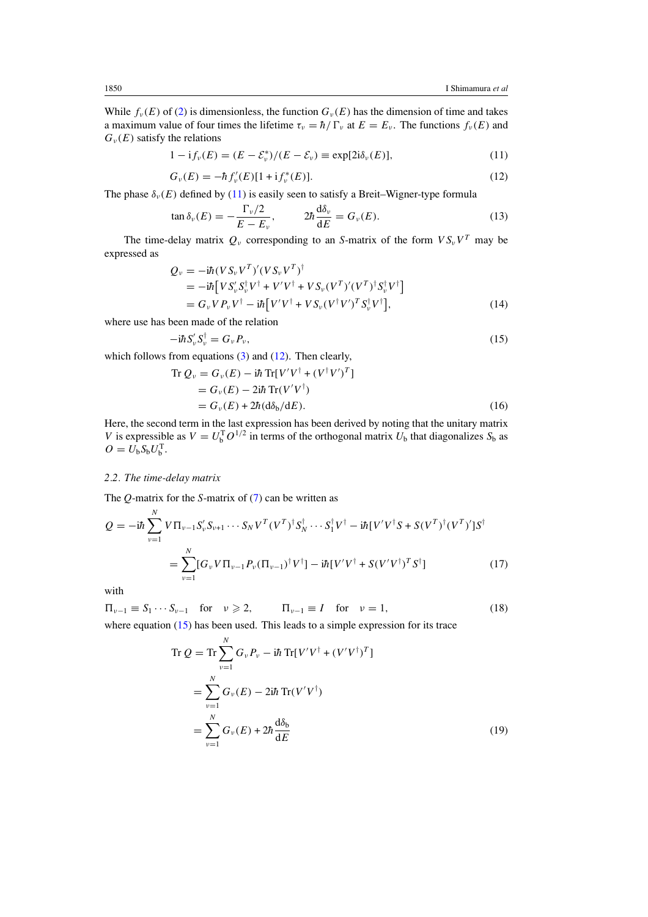While $f_\nu(E)$ of (2) is dimensionless, the function $G_\nu(E)$ has the dimension of time and takes a maximum value of four times the lifetime $\tau_\nu = \hbar/\Gamma_\nu$ at $E = E_\nu$. The functions $f_\nu(E)$ and $G_\nu(E)$ satisfy the relations

$$1 - \mathrm{i} f_\nu(E) = (E - \mathcal{E}_\nu^*)/(E - \mathcal{E}_\nu) \equiv \exp[2\mathrm{i}\delta_\nu(E)], \tag{11}$$

$$G_\nu(E) = -\hbar f_\nu'(E)[1 + \mathrm{i} f_\nu^*(E)]. \tag{12}$$

The phase $\delta_\nu(E)$ defined by (11) is easily seen to satisfy a Breit–Wigner-type formula

$$\tan\delta_\nu(E) = -\frac{\Gamma_\nu/2}{E - E_\nu}, \qquad 2\hbar\frac{\mathrm{d}\delta_\nu}{\mathrm{d}E} = G_\nu(E). \tag{13}$$

The time-delay matrix $Q_\nu$ corresponding to an $S$-matrix of the form $VS_\nu V^T$ may be expressed as

$$\begin{aligned} Q_\nu &= -\mathrm{i}\hbar(VS_\nu V^T)'(VS_\nu V^T)^\dagger \\ &= -\mathrm{i}\hbar\big[VS_\nu' S_\nu^\dagger V^\dagger + V'V^\dagger + VS_\nu (V^T)'(V^T)^\dagger S_\nu^\dagger V^\dagger\big] \\ &= G_\nu V P_\nu V^\dagger - \mathrm{i}\hbar\big[V'V^\dagger + VS_\nu (V^\dagger V')^T S_\nu^\dagger V^\dagger\big], \end{aligned} \tag{14}$$

where use has been made of the relation

$$-\mathrm{i}\hbar S_\nu' S_\nu^\dagger = G_\nu P_\nu, \tag{15}$$

which follows from equations (3) and (12). Then clearly,

$$\begin{aligned} \mathrm{Tr}\, Q_\nu &= G_\nu(E) - \mathrm{i}\hbar\,\mathrm{Tr}[V'V^\dagger + (V^\dagger V')^T] \\ &= G_\nu(E) - 2\mathrm{i}\hbar\,\mathrm{Tr}(V'V^\dagger) \\ &= G_\nu(E) + 2\hbar(\mathrm{d}\delta_\mathrm{b}/\mathrm{d}E). \end{aligned} \tag{16}$$

Here, the second term in the last expression has been derived by noting that the unitary matrix $V$ is expressible as $V = U_\mathrm{b}^\mathrm{T} O^{1/2}$ in terms of the orthogonal matrix $U_\mathrm{b}$ that diagonalizes $S_\mathrm{b}$ as $O = U_\mathrm{b} S_\mathrm{b} U_\mathrm{b}^\mathrm{T}$.

### *2.2. The time-delay matrix*

The $Q$-matrix for the $S$-matrix of (7) can be written as

$$\begin{aligned} Q &= -\mathrm{i}\hbar\sum_{\nu=1}^{N} V\Pi_{\nu-1}S_\nu' S_{\nu+1}\cdots S_N V^T (V^T)^\dagger S_N^\dagger \cdots S_1^\dagger V^\dagger - \mathrm{i}\hbar[V'V^\dagger S + S(V^T)^\dagger (V^T)']S^\dagger \\ &= \sum_{\nu=1}^{N}[G_\nu V\Pi_{\nu-1}P_\nu(\Pi_{\nu-1})^\dagger V^\dagger] - \mathrm{i}\hbar[V'V^\dagger + S(V'V^\dagger)^T S^\dagger] \end{aligned} \tag{17}$$

with

$$\Pi_{\nu-1} \equiv S_1\cdots S_{\nu-1} \quad \text{for} \quad \nu \geqslant 2, \qquad \Pi_{\nu-1} \equiv I \quad \text{for} \quad \nu = 1, \tag{18}$$

where equation (15) has been used. This leads to a simple expression for its trace

$$\begin{aligned} \mathrm{Tr}\, Q &= \mathrm{Tr}\sum_{\nu=1}^{N} G_\nu P_\nu - \mathrm{i}\hbar\,\mathrm{Tr}[V'V^\dagger + (V'V^\dagger)^T] \\ &= \sum_{\nu=1}^{N} G_\nu(E) - 2\mathrm{i}\hbar\,\mathrm{Tr}(V'V^\dagger) \\ &= \sum_{\nu=1}^{N} G_\nu(E) + 2\hbar\frac{\mathrm{d}\delta_\mathrm{b}}{\mathrm{d}E} \end{aligned} \tag{19}$$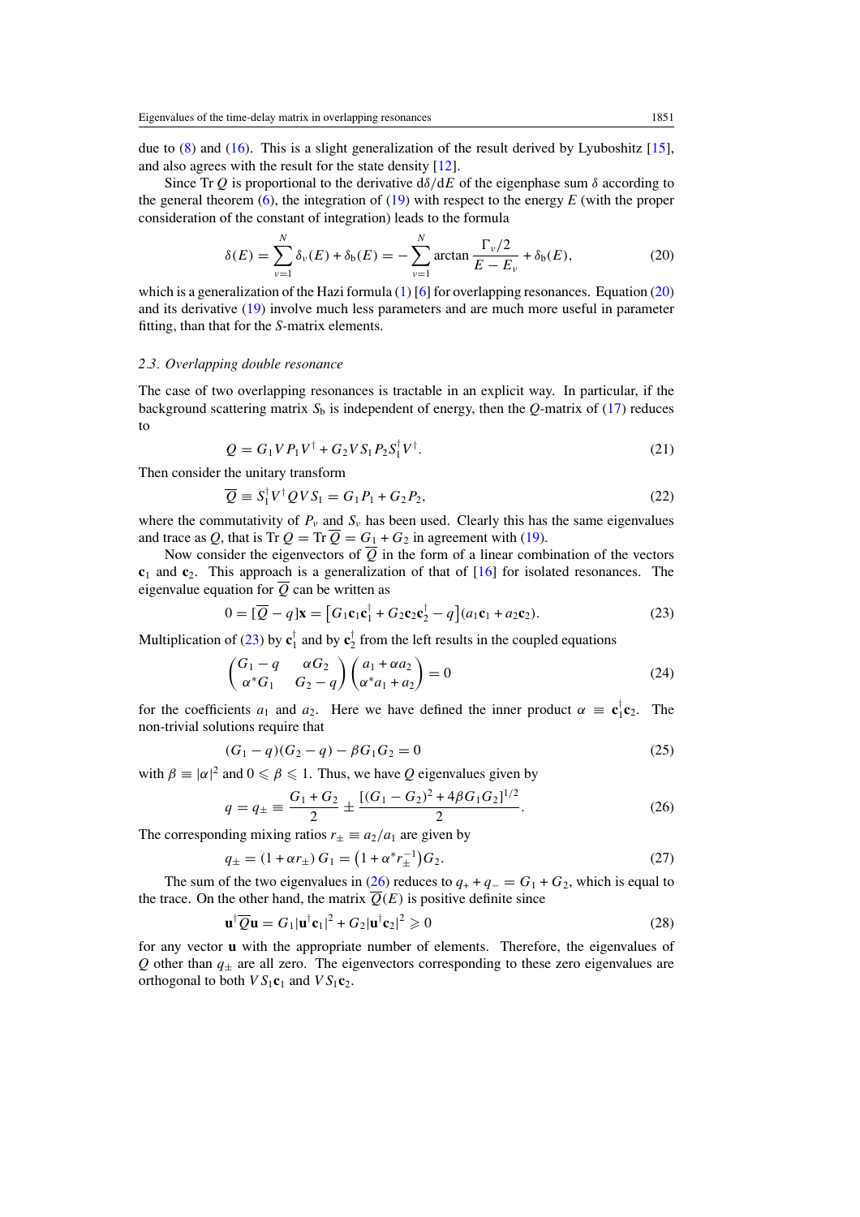due to (8) and (16). This is a slight generalization of the result derived by Lyuboshitz [15], and also agrees with the result for the state density [12].

Since Tr $Q$ is proportional to the derivative $\mathrm{d}\delta/\mathrm{d}E$ of the eigenphase sum $\delta$ according to the general theorem (6), the integration of (19) with respect to the energy $E$ (with the proper consideration of the constant of integration) leads to the formula

$$\delta(E) = \sum_{\nu=1}^{N} \delta_\nu(E) + \delta_\mathrm{b}(E) = -\sum_{\nu=1}^{N} \arctan \frac{\Gamma_\nu/2}{E - E_\nu} + \delta_\mathrm{b}(E), \tag{20}$$

which is a generalization of the Hazi formula (1) [6] for overlapping resonances. Equation (20) and its derivative (19) involve much less parameters and are much more useful in parameter fitting, than that for the $S$-matrix elements.

### 2.3. Overlapping double resonance

The case of two overlapping resonances is tractable in an explicit way. In particular, if the background scattering matrix $S_\mathrm{b}$ is independent of energy, then the $Q$-matrix of (17) reduces to

$$Q = G_1 V P_1 V^\dagger + G_2 V S_1 P_2 S_1^\dagger V^\dagger. \tag{21}$$

Then consider the unitary transform

$$\overline{Q} \equiv S_1^\dagger V^\dagger Q V S_1 = G_1 P_1 + G_2 P_2, \tag{22}$$

where the commutativity of $P_\nu$ and $S_\nu$ has been used. Clearly this has the same eigenvalues and trace as $Q$, that is Tr $Q$ = Tr $\overline{Q} = G_1 + G_2$ in agreement with (19).

Now consider the eigenvectors of $\overline{Q}$ in the form of a linear combination of the vectors $\mathbf{c}_1$ and $\mathbf{c}_2$. This approach is a generalization of that of [16] for isolated resonances. The eigenvalue equation for $\overline{Q}$ can be written as

$$0 = [\overline{Q} - q]\mathbf{x} = \left[G_1 \mathbf{c}_1 \mathbf{c}_1^\dagger + G_2 \mathbf{c}_2 \mathbf{c}_2^\dagger - q\right](a_1 \mathbf{c}_1 + a_2 \mathbf{c}_2). \tag{23}$$

Multiplication of (23) by $\mathbf{c}_1^\dagger$ and by $\mathbf{c}_2^\dagger$ from the left results in the coupled equations

$$\begin{pmatrix} G_1 - q & \alpha G_2 \\ \alpha^* G_1 & G_2 - q \end{pmatrix} \begin{pmatrix} a_1 + \alpha a_2 \\ \alpha^* a_1 + a_2 \end{pmatrix} = 0 \tag{24}$$

for the coefficients $a_1$ and $a_2$. Here we have defined the inner product $\alpha \equiv \mathbf{c}_1^\dagger \mathbf{c}_2$. The non-trivial solutions require that

$$(G_1 - q)(G_2 - q) - \beta G_1 G_2 = 0 \tag{25}$$

with $\beta \equiv |\alpha|^2$ and $0 \leqslant \beta \leqslant 1$. Thus, we have $Q$ eigenvalues given by

$$q = q_\pm \equiv \frac{G_1 + G_2}{2} \pm \frac{[(G_1 - G_2)^2 + 4\beta G_1 G_2]^{1/2}}{2}. \tag{26}$$

The corresponding mixing ratios $r_\pm \equiv a_2/a_1$ are given by

$$q_\pm = (1 + \alpha r_\pm)\, G_1 = \left(1 + \alpha^* r_\pm^{-1}\right) G_2. \tag{27}$$

The sum of the two eigenvalues in (26) reduces to $q_+ + q_- = G_1 + G_2$, which is equal to the trace. On the other hand, the matrix $\overline{Q}(E)$ is positive definite since

$$\mathbf{u}^\dagger \overline{Q} \mathbf{u} = G_1 |\mathbf{u}^\dagger \mathbf{c}_1|^2 + G_2 |\mathbf{u}^\dagger \mathbf{c}_2|^2 \geqslant 0 \tag{28}$$

for any vector $\mathbf{u}$ with the appropriate number of elements. Therefore, the eigenvalues of $Q$ other than $q_\pm$ are all zero. The eigenvectors corresponding to these zero eigenvalues are orthogonal to both $V S_1 \mathbf{c}_1$ and $V S_1 \mathbf{c}_2$.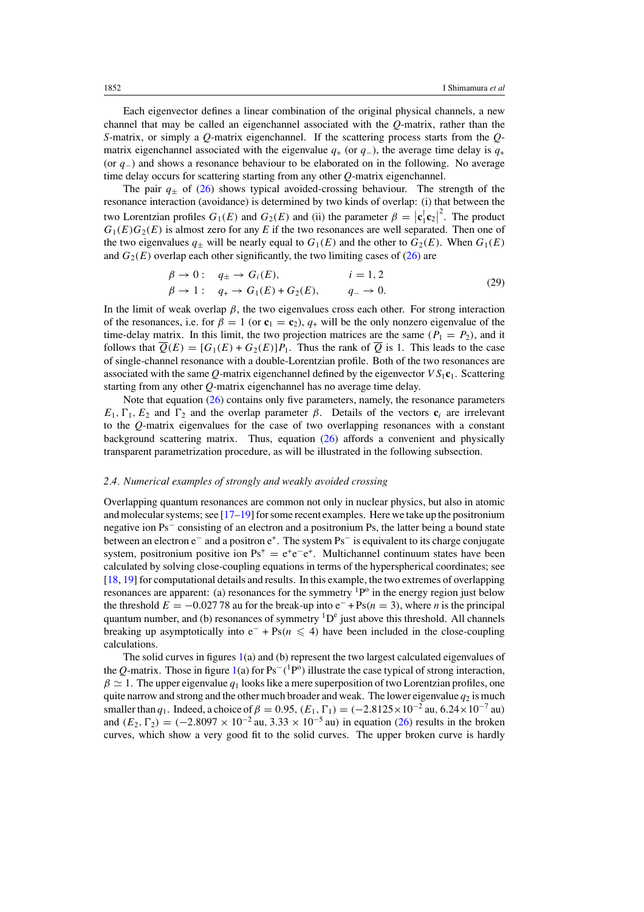Each eigenvector defines a linear combination of the original physical channels, a new channel that may be called an eigenchannel associated with the $Q$-matrix, rather than the $S$-matrix, or simply a $Q$-matrix eigenchannel. If the scattering process starts from the $Q$-matrix eigenchannel associated with the eigenvalue $q_+$ (or $q_-$), the average time delay is $q_+$ (or $q_-$) and shows a resonance behaviour to be elaborated on in the following. No average time delay occurs for scattering starting from any other $Q$-matrix eigenchannel.

The pair $q_\pm$ of (26) shows typical avoided-crossing behaviour. The strength of the resonance interaction (avoidance) is determined by two kinds of overlap: (i) that between the two Lorentzian profiles $G_1(E)$ and $G_2(E)$ and (ii) the parameter $\beta = \left|\mathbf{c}_1^\dagger \mathbf{c}_2\right|^2$. The product $G_1(E)G_2(E)$ is almost zero for any $E$ if the two resonances are well separated. Then one of the two eigenvalues $q_\pm$ will be nearly equal to $G_1(E)$ and the other to $G_2(E)$. When $G_1(E)$ and $G_2(E)$ overlap each other significantly, the two limiting cases of (26) are

$$
\begin{aligned}
\beta \to 0: &\quad q_\pm \to G_i(E), && i = 1, 2 \\
\beta \to 1: &\quad q_+ \to G_1(E) + G_2(E), && q_- \to 0.
\end{aligned}
\tag{29}
$$

In the limit of weak overlap $\beta$, the two eigenvalues cross each other. For strong interaction of the resonances, i.e. for $\beta = 1$ (or $\mathbf{c}_1 = \mathbf{c}_2$), $q_+$ will be the only nonzero eigenvalue of the time-delay matrix. In this limit, the two projection matrices are the same ($P_1 = P_2$), and it follows that $\overline{Q}(E) = [G_1(E) + G_2(E)]P_1$. Thus the rank of $\overline{Q}$ is 1. This leads to the case of single-channel resonance with a double-Lorentzian profile. Both of the two resonances are associated with the same $Q$-matrix eigenchannel defined by the eigenvector $VS_1\mathbf{c}_1$. Scattering starting from any other $Q$-matrix eigenchannel has no average time delay.

Note that equation (26) contains only five parameters, namely, the resonance parameters $E_1, \Gamma_1, E_2$ and $\Gamma_2$ and the overlap parameter $\beta$. Details of the vectors $\mathbf{c}_i$ are irrelevant to the $Q$-matrix eigenvalues for the case of two overlapping resonances with a constant background scattering matrix. Thus, equation (26) affords a convenient and physically transparent parametrization procedure, as will be illustrated in the following subsection.

### *2.4. Numerical examples of strongly and weakly avoided crossing*

Overlapping quantum resonances are common not only in nuclear physics, but also in atomic and molecular systems; see [17–19] for some recent examples. Here we take up the positronium negative ion $\mathrm{Ps}^-$ consisting of an electron and a positronium Ps, the latter being a bound state between an electron $\mathrm{e}^-$ and a positron $\mathrm{e}^+$. The system $\mathrm{Ps}^-$ is equivalent to its charge conjugate system, positronium positive ion $\mathrm{Ps}^+ = \mathrm{e}^+\mathrm{e}^-\mathrm{e}^+$. Multichannel continuum states have been calculated by solving close-coupling equations in terms of the hyperspherical coordinates; see [18, 19] for computational details and results. In this example, the two extremes of overlapping resonances are apparent: (a) resonances for the symmetry ${}^1\mathrm{P}^\mathrm{o}$ in the energy region just below the threshold $E = -0.027\,78$ au for the break-up into $\mathrm{e}^- + \mathrm{Ps}(n = 3)$, where $n$ is the principal quantum number, and (b) resonances of symmetry ${}^1\mathrm{D}^\mathrm{e}$ just above this threshold. All channels breaking up asymptotically into $\mathrm{e}^- + \mathrm{Ps}(n \leqslant 4)$ have been included in the close-coupling calculations.

The solid curves in figures 1(a) and (b) represent the two largest calculated eigenvalues of the $Q$-matrix. Those in figure 1(a) for $\mathrm{Ps}^-({}^1\mathrm{P}^\mathrm{o})$ illustrate the case typical of strong interaction, $\beta \simeq 1$. The upper eigenvalue $q_1$ looks like a mere superposition of two Lorentzian profiles, one quite narrow and strong and the other much broader and weak. The lower eigenvalue $q_2$ is much smaller than $q_1$. Indeed, a choice of $\beta = 0.95$, $(E_1, \Gamma_1) = (-2.8125\times10^{-2}$ au, $6.24\times10^{-7}$ au$)$ and $(E_2, \Gamma_2) = (-2.8097 \times 10^{-2}$ au, $3.33 \times 10^{-5}$ au$)$ in equation (26) results in the broken curves, which show a very good fit to the solid curves. The upper broken curve is hardly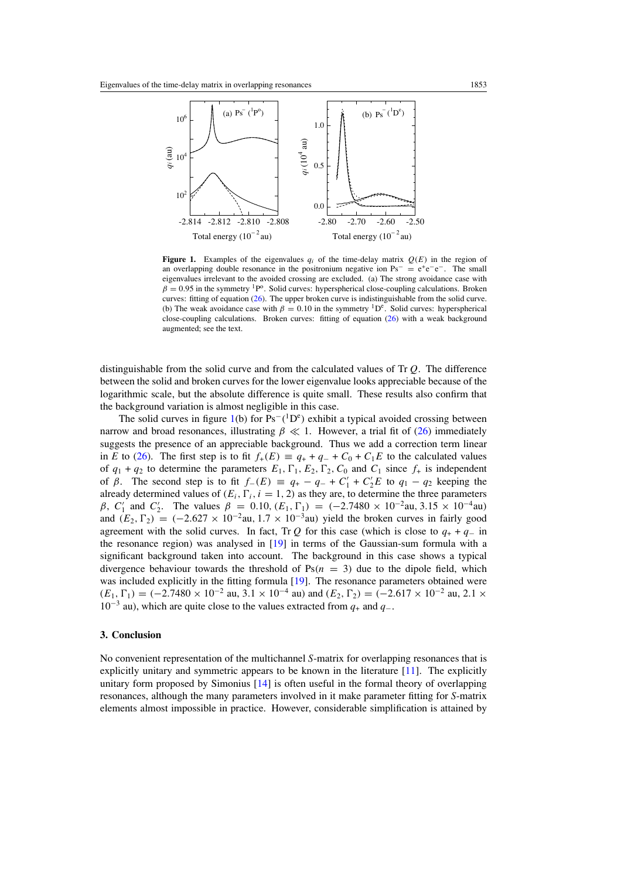**Figure 1.** Examples of the eigenvalues $q_i$ of the time-delay matrix $Q(E)$ in the region of an overlapping double resonance in the positronium negative ion $\mathrm{Ps}^- = \mathrm{e}^+\mathrm{e}^-\mathrm{e}^-$. The small eigenvalues irrelevant to the avoided crossing are excluded. (a) The strong avoidance case with $\beta = 0.95$ in the symmetry ${}^1\mathrm{P}^\mathrm{o}$. Solid curves: hyperspherical close-coupling calculations. Broken curves: fitting of equation (26). The upper broken curve is indistinguishable from the solid curve. (b) The weak avoidance case with $\beta = 0.10$ in the symmetry ${}^1\mathrm{D}^\mathrm{e}$. Solid curves: hyperspherical close-coupling calculations. Broken curves: fitting of equation (26) with a weak background augmented; see the text.

distinguishable from the solid curve and from the calculated values of $\mathrm{Tr}\, Q$. The difference between the solid and broken curves for the lower eigenvalue looks appreciable because of the logarithmic scale, but the absolute difference is quite small. These results also confirm that the background variation is almost negligible in this case.

The solid curves in figure 1(b) for $\mathrm{Ps}^-({}^1\mathrm{D}^\mathrm{e})$ exhibit a typical avoided crossing between narrow and broad resonances, illustrating $\beta \ll 1$. However, a trial fit of (26) immediately suggests the presence of an appreciable background. Thus we add a correction term linear in $E$ to (26). The first step is to fit $f_+(E) \equiv q_+ + q_- + C_0 + C_1 E$ to the calculated values of $q_1 + q_2$ to determine the parameters $E_1, \Gamma_1, E_2, \Gamma_2, C_0$ and $C_1$ since $f_+$ is independent of $\beta$. The second step is to fit $f_-(E) \equiv q_+ - q_- + C_1' + C_2' E$ to $q_1 - q_2$ keeping the already determined values of $(E_i, \Gamma_i, i = 1, 2)$ as they are, to determine the three parameters $\beta$, $C_1'$ and $C_2'$. The values $\beta = 0.10$, $(E_1, \Gamma_1) = (-2.7480 \times 10^{-2}\mathrm{au}, 3.15 \times 10^{-4}\mathrm{au})$ and $(E_2, \Gamma_2) = (-2.627 \times 10^{-2}\mathrm{au}, 1.7 \times 10^{-3}\mathrm{au})$ yield the broken curves in fairly good agreement with the solid curves. In fact, $\mathrm{Tr}\, Q$ for this case (which is close to $q_+ + q_-$ in the resonance region) was analysed in [19] in terms of the Gaussian-sum formula with a significant background taken into account. The background in this case shows a typical divergence behaviour towards the threshold of $\mathrm{Ps}(n = 3)$ due to the dipole field, which was included explicitly in the fitting formula [19]. The resonance parameters obtained were $(E_1, \Gamma_1) = (-2.7480 \times 10^{-2}$ au, $3.1 \times 10^{-4}$ au) and $(E_2, \Gamma_2) = (-2.617 \times 10^{-2}$ au, $2.1 \times 10^{-3}$ au), which are quite close to the values extracted from $q_+$ and $q_-$.

## 3. Conclusion

No convenient representation of the multichannel $S$-matrix for overlapping resonances that is explicitly unitary and symmetric appears to be known in the literature [11]. The explicitly unitary form proposed by Simonius [14] is often useful in the formal theory of overlapping resonances, although the many parameters involved in it make parameter fitting for $S$-matrix elements almost impossible in practice. However, considerable simplification is attained by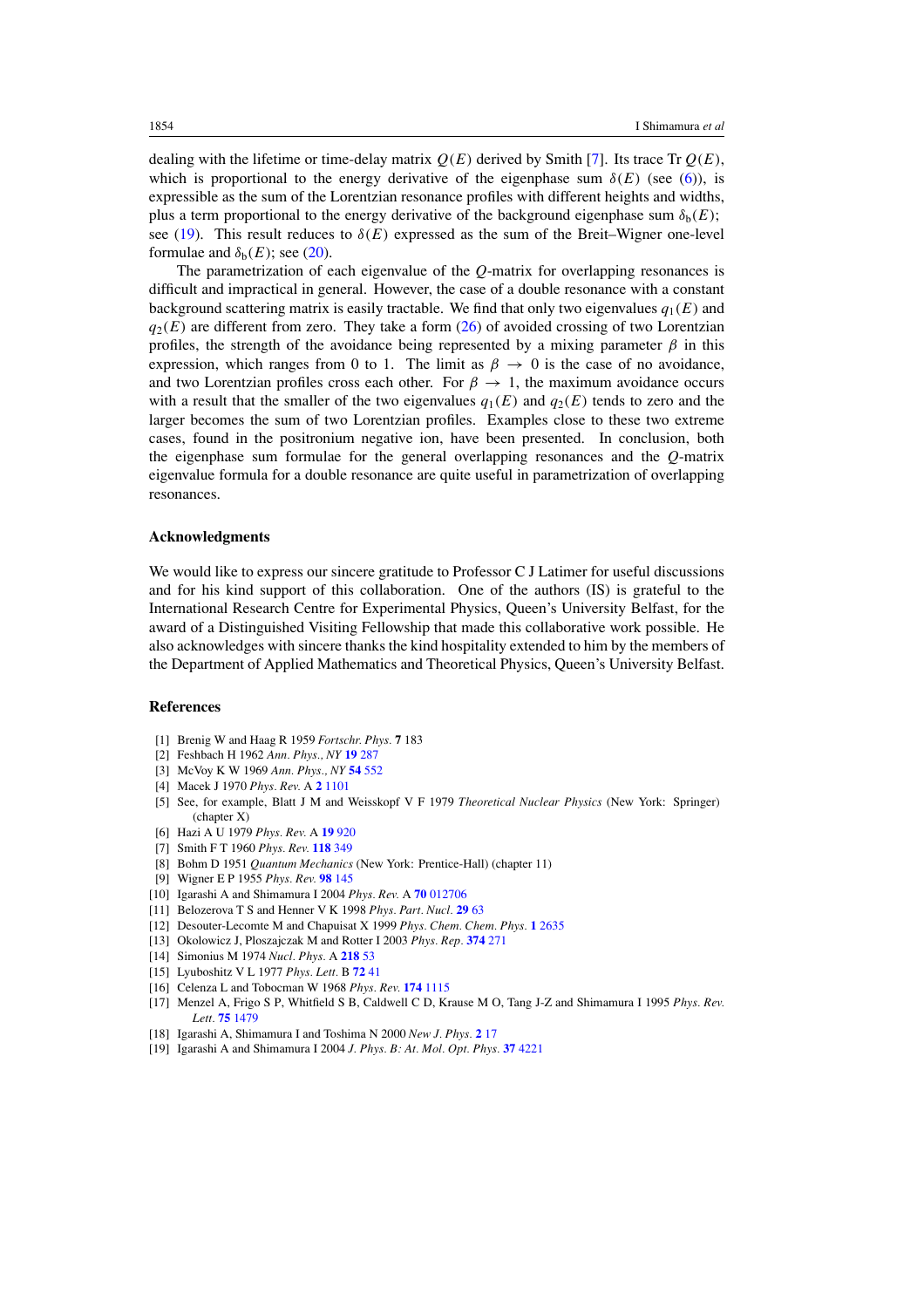dealing with the lifetime or time-delay matrix $Q(E)$ derived by Smith [7]. Its trace Tr $Q(E)$, which is proportional to the energy derivative of the eigenphase sum $\delta(E)$ (see (6)), is expressible as the sum of the Lorentzian resonance profiles with different heights and widths, plus a term proportional to the energy derivative of the background eigenphase sum $\delta_b(E)$; see (19). This result reduces to $\delta(E)$ expressed as the sum of the Breit–Wigner one-level formulae and $\delta_b(E)$; see (20).

The parametrization of each eigenvalue of the $Q$-matrix for overlapping resonances is difficult and impractical in general. However, the case of a double resonance with a constant background scattering matrix is easily tractable. We find that only two eigenvalues $q_1(E)$ and $q_2(E)$ are different from zero. They take a form (26) of avoided crossing of two Lorentzian profiles, the strength of the avoidance being represented by a mixing parameter $\beta$ in this expression, which ranges from 0 to 1. The limit as $\beta \to 0$ is the case of no avoidance, and two Lorentzian profiles cross each other. For $\beta \to 1$, the maximum avoidance occurs with a result that the smaller of the two eigenvalues $q_1(E)$ and $q_2(E)$ tends to zero and the larger becomes the sum of two Lorentzian profiles. Examples close to these two extreme cases, found in the positronium negative ion, have been presented. In conclusion, both the eigenphase sum formulae for the general overlapping resonances and the $Q$-matrix eigenvalue formula for a double resonance are quite useful in parametrization of overlapping resonances.

## Acknowledgments

We would like to express our sincere gratitude to Professor C J Latimer for useful discussions and for his kind support of this collaboration. One of the authors (IS) is grateful to the International Research Centre for Experimental Physics, Queen's University Belfast, for the award of a Distinguished Visiting Fellowship that made this collaborative work possible. He also acknowledges with sincere thanks the kind hospitality extended to him by the members of the Department of Applied Mathematics and Theoretical Physics, Queen's University Belfast.

## References

[1] Brenig W and Haag R 1959 *Fortschr. Phys.* **7** 183
[2] Feshbach H 1962 *Ann. Phys., NY* **19** 287
[3] McVoy K W 1969 *Ann. Phys., NY* **54** 552
[4] Macek J 1970 *Phys. Rev.* A **2** 1101
[5] See, for example, Blatt J M and Weisskopf V F 1979 *Theoretical Nuclear Physics* (New York: Springer) (chapter X)
[6] Hazi A U 1979 *Phys. Rev.* A **19** 920
[7] Smith F T 1960 *Phys. Rev.* **118** 349
[8] Bohm D 1951 *Quantum Mechanics* (New York: Prentice-Hall) (chapter 11)
[9] Wigner E P 1955 *Phys. Rev.* **98** 145
[10] Igarashi A and Shimamura I 2004 *Phys. Rev.* A **70** 012706
[11] Belozerova T S and Henner V K 1998 *Phys. Part. Nucl.* **29** 63
[12] Desouter-Lecomte M and Chapuisat X 1999 *Phys. Chem. Chem. Phys.* **1** 2635
[13] Okolowicz J, Ploszajczak M and Rotter I 2003 *Phys. Rep.* **374** 271
[14] Simonius M 1974 *Nucl. Phys.* A **218** 53
[15] Lyuboshitz V L 1977 *Phys. Lett.* B **72** 41
[16] Celenza L and Tobocman W 1968 *Phys. Rev.* **174** 1115
[17] Menzel A, Frigo S P, Whitfield S B, Caldwell C D, Krause M O, Tang J-Z and Shimamura I 1995 *Phys. Rev. Lett.* **75** 1479
[18] Igarashi A, Shimamura I and Toshima N 2000 *New J. Phys.* **2** 17
[19] Igarashi A and Shimamura I 2004 *J. Phys. B: At. Mol. Opt. Phys.* **37** 4221